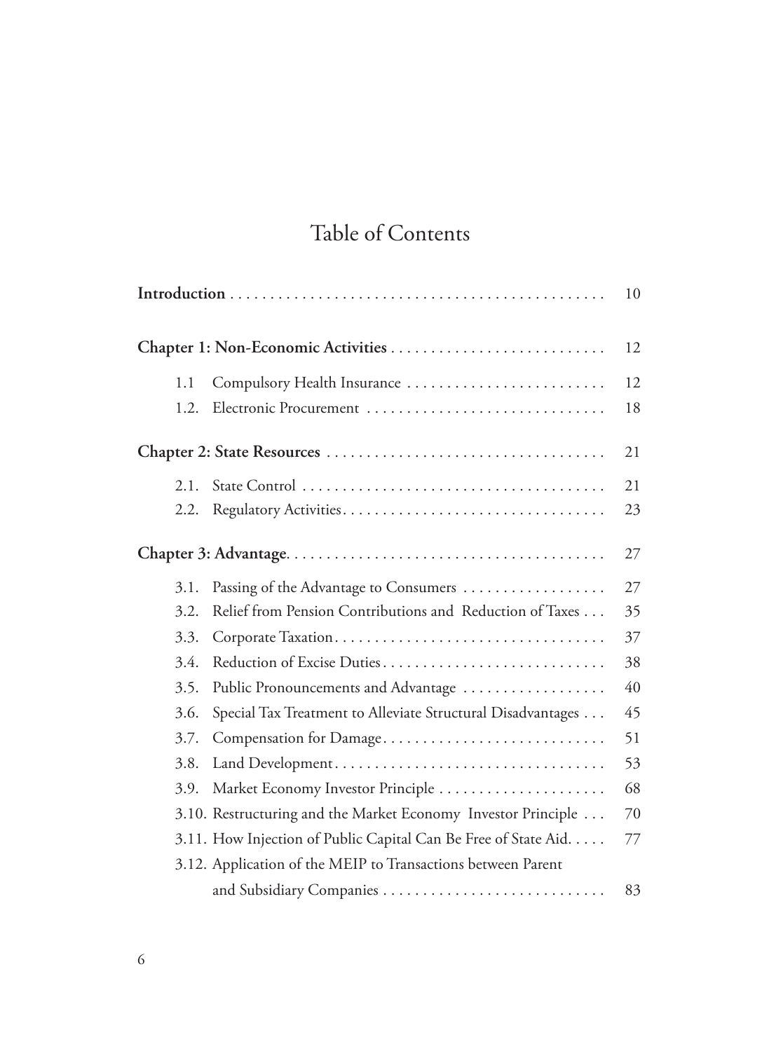# Table of Contents

**Introduction** ... 10

**Chapter 1: Non-Economic Activities** ... 12

- 1.1 Compulsory Health Insurance ... 12
- 1.2. Electronic Procurement ... 18

**Chapter 2: State Resources** ... 21

- 2.1. State Control ... 21
- 2.2. Regulatory Activities ... 23

**Chapter 3: Advantage** ... 27

- 3.1. Passing of the Advantage to Consumers ... 27
- 3.2. Relief from Pension Contributions and Reduction of Taxes ... 35
- 3.3. Corporate Taxation ... 37
- 3.4. Reduction of Excise Duties ... 38
- 3.5. Public Pronouncements and Advantage ... 40
- 3.6. Special Tax Treatment to Alleviate Structural Disadvantages ... 45
- 3.7. Compensation for Damage ... 51
- 3.8. Land Development ... 53
- 3.9. Market Economy Investor Principle ... 68
- 3.10. Restructuring and the Market Economy Investor Principle ... 70
- 3.11. How Injection of Public Capital Can Be Free of State Aid ... 77
- 3.12. Application of the MEIP to Transactions between Parent and Subsidiary Companies ... 83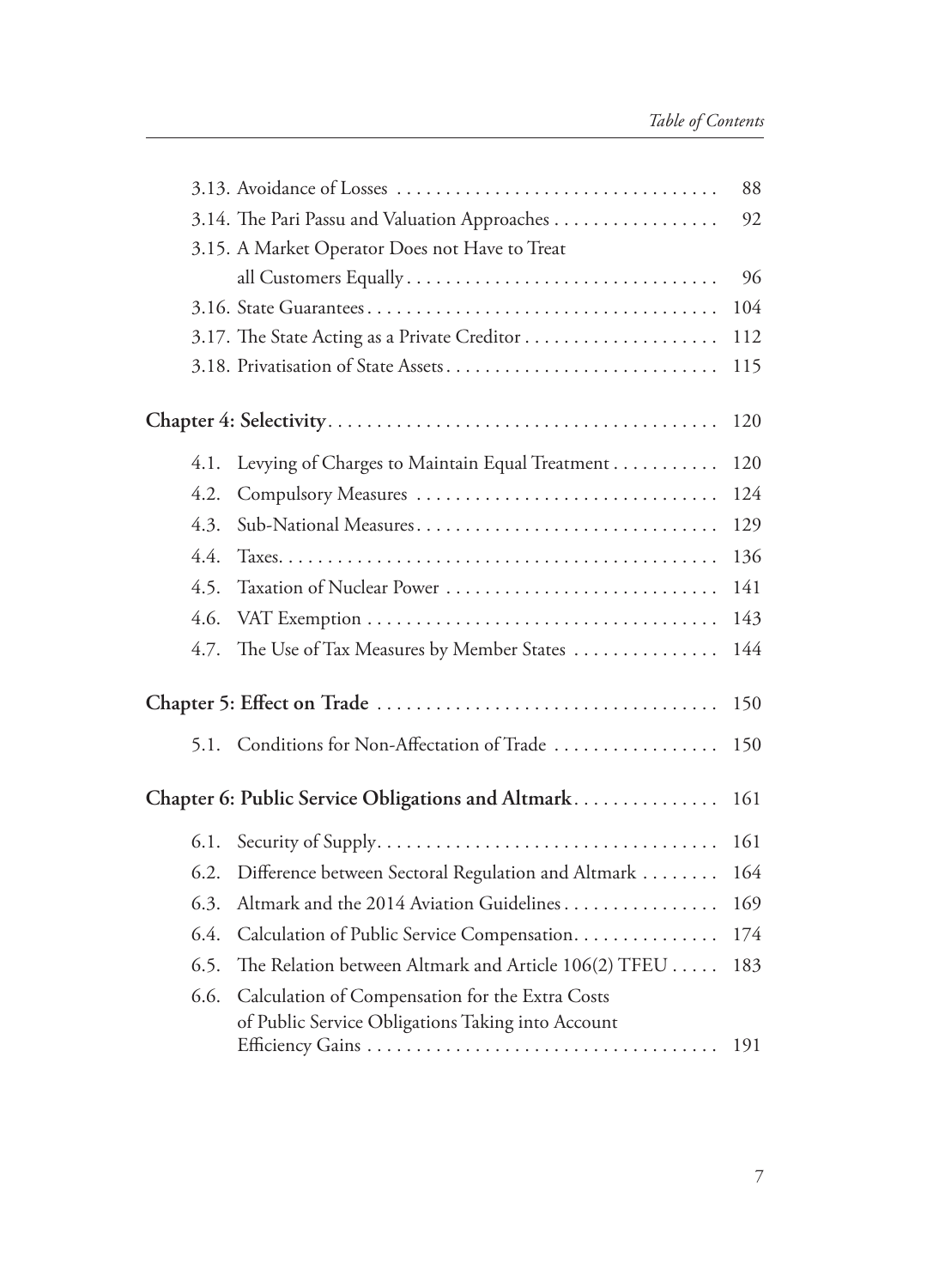3.13. Avoidance of Losses . . . . . . . . . . . . . . . . . . . . . . . . . . . . . . . . . . 88
3.14. The Pari Passu and Valuation Approaches . . . . . . . . . . . . . . . . . 92
3.15. A Market Operator Does not Have to Treat all Customers Equally . . . . . . . . . . . . . . . . . . . . . . . . . . . . . . . . 96
3.16. State Guarantees . . . . . . . . . . . . . . . . . . . . . . . . . . . . . . . . . . . . 104
3.17. The State Acting as a Private Creditor . . . . . . . . . . . . . . . . . . . . 112
3.18. Privatisation of State Assets . . . . . . . . . . . . . . . . . . . . . . . . . . . 115

**Chapter 4: Selectivity** . . . . . . . . . . . . . . . . . . . . . . . . . . . . . . . . . . . . . . . . 120

4.1. Levying of Charges to Maintain Equal Treatment . . . . . . . . . . . 120
4.2. Compulsory Measures . . . . . . . . . . . . . . . . . . . . . . . . . . . . . . . 124
4.3. Sub-National Measures . . . . . . . . . . . . . . . . . . . . . . . . . . . . . . . 129
4.4. Taxes . . . . . . . . . . . . . . . . . . . . . . . . . . . . . . . . . . . . . . . . . . . . 136
4.5. Taxation of Nuclear Power . . . . . . . . . . . . . . . . . . . . . . . . . . . . 141
4.6. VAT Exemption . . . . . . . . . . . . . . . . . . . . . . . . . . . . . . . . . . . . 143
4.7. The Use of Tax Measures by Member States . . . . . . . . . . . . . . . 144

**Chapter 5: Effect on Trade** . . . . . . . . . . . . . . . . . . . . . . . . . . . . . . . . . . . 150

5.1. Conditions for Non-Affectation of Trade . . . . . . . . . . . . . . . . . 150

**Chapter 6: Public Service Obligations and Altmark** . . . . . . . . . . . . . . . 161

6.1. Security of Supply . . . . . . . . . . . . . . . . . . . . . . . . . . . . . . . . . . . 161
6.2. Difference between Sectoral Regulation and Altmark . . . . . . . . 164
6.3. Altmark and the 2014 Aviation Guidelines . . . . . . . . . . . . . . . . 169
6.4. Calculation of Public Service Compensation . . . . . . . . . . . . . . . 174
6.5. The Relation between Altmark and Article 106(2) TFEU . . . . . 183
6.6. Calculation of Compensation for the Extra Costs of Public Service Obligations Taking into Account Efficiency Gains . . . . . . . . . . . . . . . . . . . . . . . . . . . . . . . . . . . . 191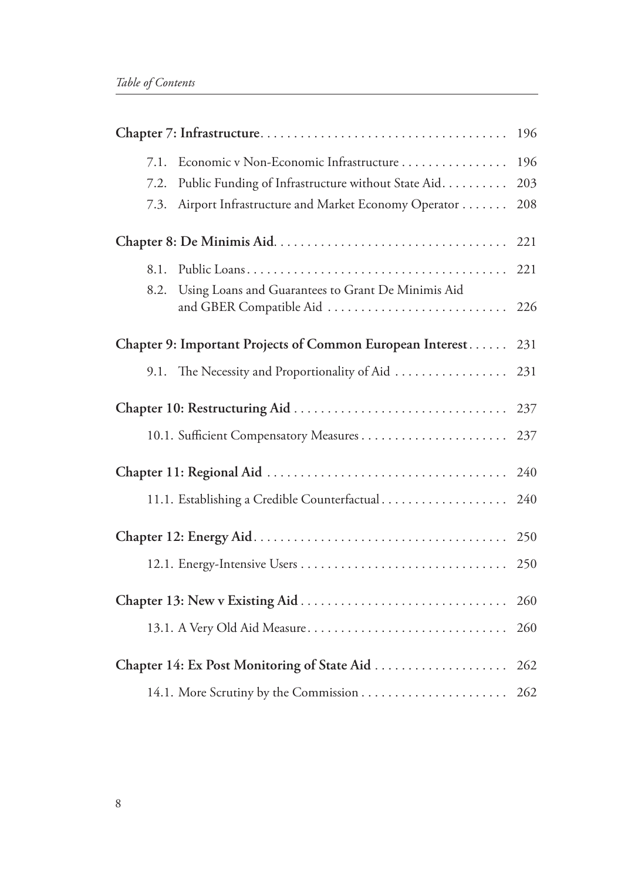**Chapter 7: Infrastructure** ..................................... 196

- 7.1. Economic v Non-Economic Infrastructure ................ 196
- 7.2. Public Funding of Infrastructure without State Aid.......... 203
- 7.3. Airport Infrastructure and Market Economy Operator ....... 208

**Chapter 8: De Minimis Aid** ................................... 221

- 8.1. Public Loans....................................... 221
- 8.2. Using Loans and Guarantees to Grant De Minimis Aid and GBER Compatible Aid ........................... 226

**Chapter 9: Important Projects of Common European Interest** ...... 231

- 9.1. The Necessity and Proportionality of Aid ................. 231

**Chapter 10: Restructuring Aid** ................................ 237

- 10.1. Sufficient Compensatory Measures ...................... 237

**Chapter 11: Regional Aid** .................................... 240

- 11.1. Establishing a Credible Counterfactual................... 240

**Chapter 12: Energy Aid** ...................................... 250

- 12.1. Energy-Intensive Users ............................... 250

**Chapter 13: New v Existing Aid** ............................... 260

- 13.1. A Very Old Aid Measure.............................. 260

**Chapter 14: Ex Post Monitoring of State Aid** .................... 262

- 14.1. More Scrutiny by the Commission ...................... 262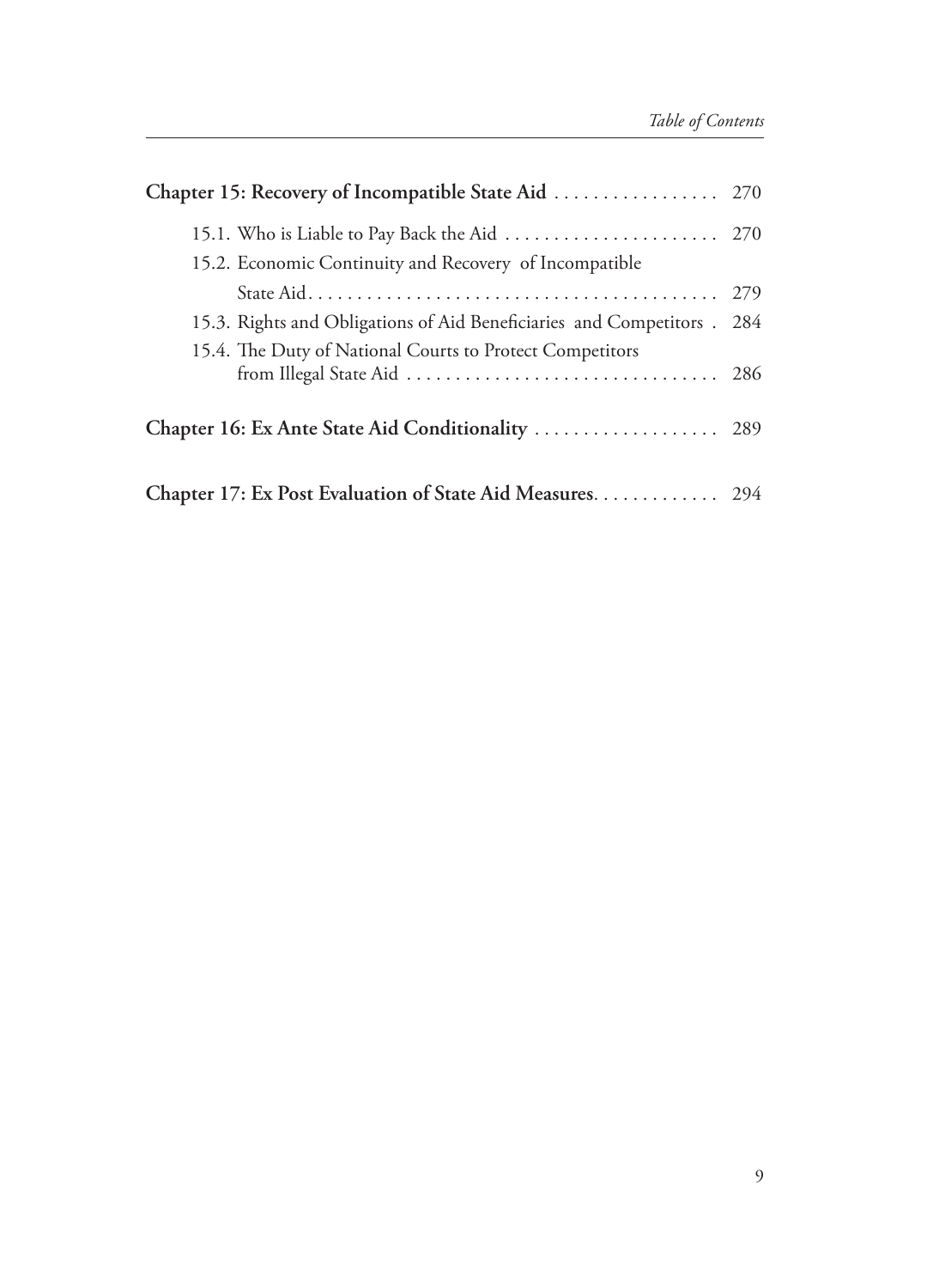**Chapter 15: Recovery of Incompatible State Aid** ................ 270

- 15.1. Who is Liable to Pay Back the Aid ...................... 270
- 15.2. Economic Continuity and Recovery of Incompatible State Aid......................................... 279
- 15.3. Rights and Obligations of Aid Beneficiaries and Competitors . 284
- 15.4. The Duty of National Courts to Protect Competitors from Illegal State Aid ................................ 286

**Chapter 16: Ex Ante State Aid Conditionality** .................. 289

**Chapter 17: Ex Post Evaluation of State Aid Measures**............ 294